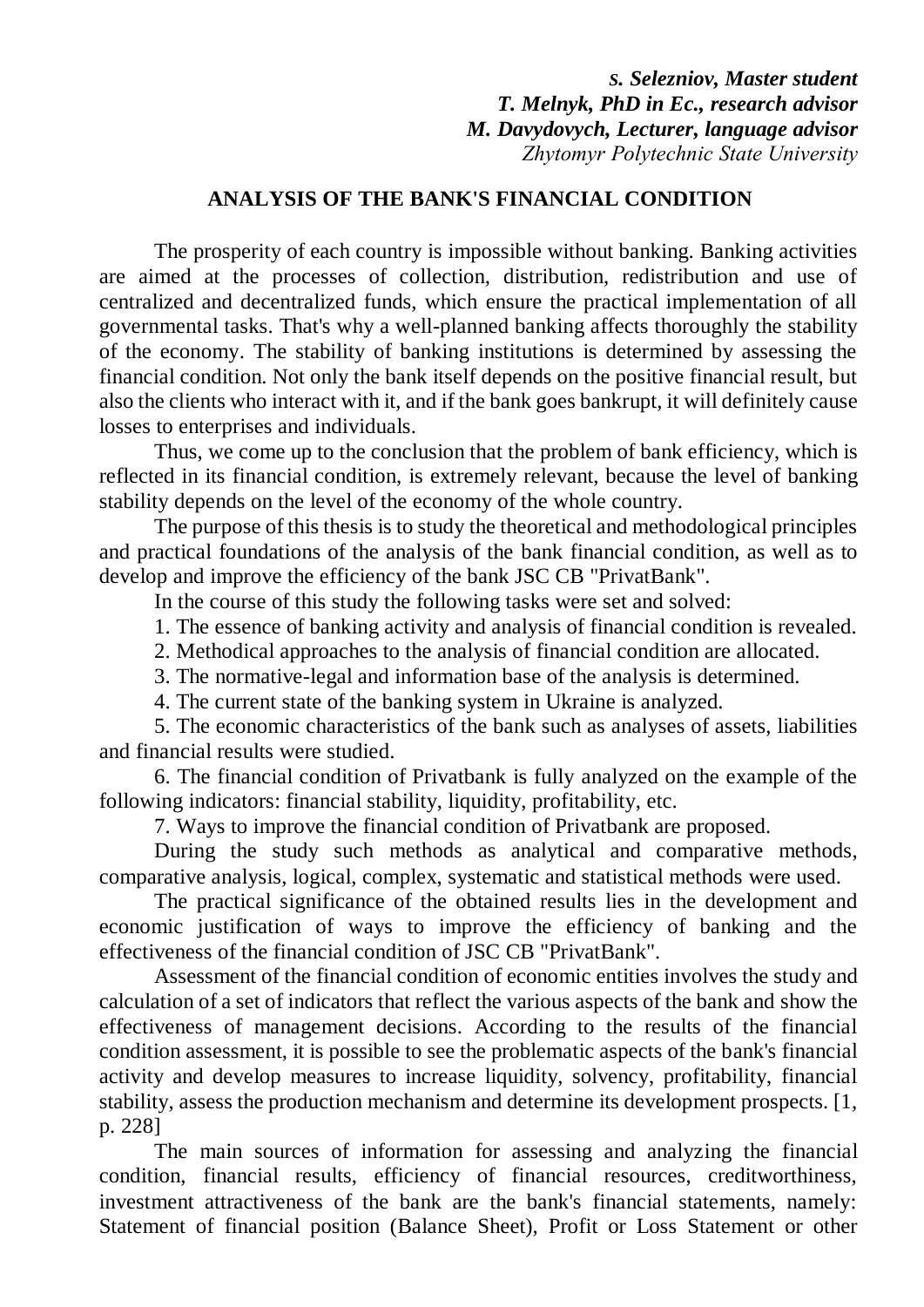***S. Selezniov, Master student***
***T. Melnyk, PhD in Ec., research advisor***
***M. Davydovych, Lecturer, language advisor***
*Zhytomyr Polytechnic State University*

# ANALYSIS OF THE BANK'S FINANCIAL CONDITION

The prosperity of each country is impossible without banking. Banking activities are aimed at the processes of collection, distribution, redistribution and use of centralized and decentralized funds, which ensure the practical implementation of all governmental tasks. That's why a well-planned banking affects thoroughly the stability of the economy. The stability of banking institutions is determined by assessing the financial condition. Not only the bank itself depends on the positive financial result, but also the clients who interact with it, and if the bank goes bankrupt, it will definitely cause losses to enterprises and individuals.

Thus, we come up to the conclusion that the problem of bank efficiency, which is reflected in its financial condition, is extremely relevant, because the level of banking stability depends on the level of the economy of the whole country.

The purpose of this thesis is to study the theoretical and methodological principles and practical foundations of the analysis of the bank financial condition, as well as to develop and improve the efficiency of the bank JSC CB "PrivatBank".

In the course of this study the following tasks were set and solved:

1. The essence of banking activity and analysis of financial condition is revealed.
2. Methodical approaches to the analysis of financial condition are allocated.
3. The normative-legal and information base of the analysis is determined.
4. The current state of the banking system in Ukraine is analyzed.
5. The economic characteristics of the bank such as analyses of assets, liabilities and financial results were studied.
6. The financial condition of Privatbank is fully analyzed on the example of the following indicators: financial stability, liquidity, profitability, etc.
7. Ways to improve the financial condition of Privatbank are proposed.

During the study such methods as analytical and comparative methods, comparative analysis, logical, complex, systematic and statistical methods were used.

The practical significance of the obtained results lies in the development and economic justification of ways to improve the efficiency of banking and the effectiveness of the financial condition of JSC CB "PrivatBank".

Assessment of the financial condition of economic entities involves the study and calculation of a set of indicators that reflect the various aspects of the bank and show the effectiveness of management decisions. According to the results of the financial condition assessment, it is possible to see the problematic aspects of the bank's financial activity and develop measures to increase liquidity, solvency, profitability, financial stability, assess the production mechanism and determine its development prospects. [1, p. 228]

The main sources of information for assessing and analyzing the financial condition, financial results, efficiency of financial resources, creditworthiness, investment attractiveness of the bank are the bank's financial statements, namely: Statement of financial position (Balance Sheet), Profit or Loss Statement or other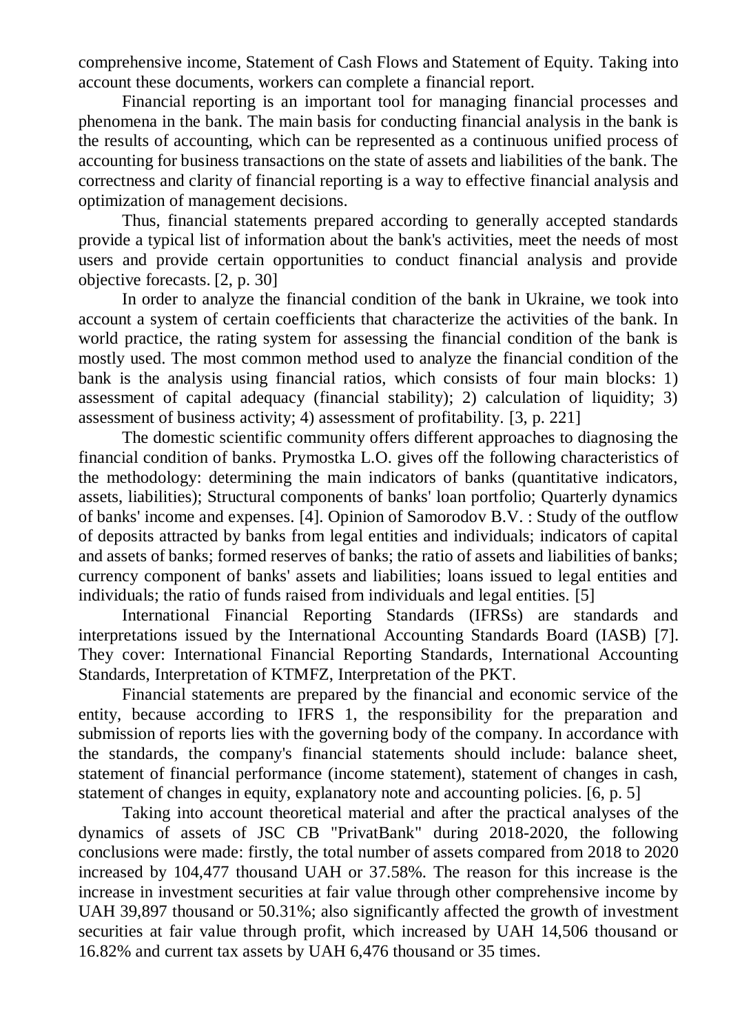comprehensive income, Statement of Cash Flows and Statement of Equity. Taking into account these documents, workers can complete a financial report.

Financial reporting is an important tool for managing financial processes and phenomena in the bank. The main basis for conducting financial analysis in the bank is the results of accounting, which can be represented as a continuous unified process of accounting for business transactions on the state of assets and liabilities of the bank. The correctness and clarity of financial reporting is a way to effective financial analysis and optimization of management decisions.

Thus, financial statements prepared according to generally accepted standards provide a typical list of information about the bank's activities, meet the needs of most users and provide certain opportunities to conduct financial analysis and provide objective forecasts. [2, p. 30]

In order to analyze the financial condition of the bank in Ukraine, we took into account a system of certain coefficients that characterize the activities of the bank. In world practice, the rating system for assessing the financial condition of the bank is mostly used. The most common method used to analyze the financial condition of the bank is the analysis using financial ratios, which consists of four main blocks: 1) assessment of capital adequacy (financial stability); 2) calculation of liquidity; 3) assessment of business activity; 4) assessment of profitability. [3, p. 221]

The domestic scientific community offers different approaches to diagnosing the financial condition of banks. Prymostka L.O. gives off the following characteristics of the methodology: determining the main indicators of banks (quantitative indicators, assets, liabilities); Structural components of banks' loan portfolio; Quarterly dynamics of banks' income and expenses. [4]. Opinion of Samorodov B.V. : Study of the outflow of deposits attracted by banks from legal entities and individuals; indicators of capital and assets of banks; formed reserves of banks; the ratio of assets and liabilities of banks; currency component of banks' assets and liabilities; loans issued to legal entities and individuals; the ratio of funds raised from individuals and legal entities. [5]

International Financial Reporting Standards (IFRSs) are standards and interpretations issued by the International Accounting Standards Board (IASB) [7]. They cover: International Financial Reporting Standards, International Accounting Standards, Interpretation of KTMFZ, Interpretation of the PKT.

Financial statements are prepared by the financial and economic service of the entity, because according to IFRS 1, the responsibility for the preparation and submission of reports lies with the governing body of the company. In accordance with the standards, the company's financial statements should include: balance sheet, statement of financial performance (income statement), statement of changes in cash, statement of changes in equity, explanatory note and accounting policies. [6, p. 5]

Taking into account theoretical material and after the practical analyses of the dynamics of assets of JSC CB "PrivatBank" during 2018-2020, the following conclusions were made: firstly, the total number of assets compared from 2018 to 2020 increased by 104,477 thousand UAH or 37.58%. The reason for this increase is the increase in investment securities at fair value through other comprehensive income by UAH 39,897 thousand or 50.31%; also significantly affected the growth of investment securities at fair value through profit, which increased by UAH 14,506 thousand or 16.82% and current tax assets by UAH 6,476 thousand or 35 times.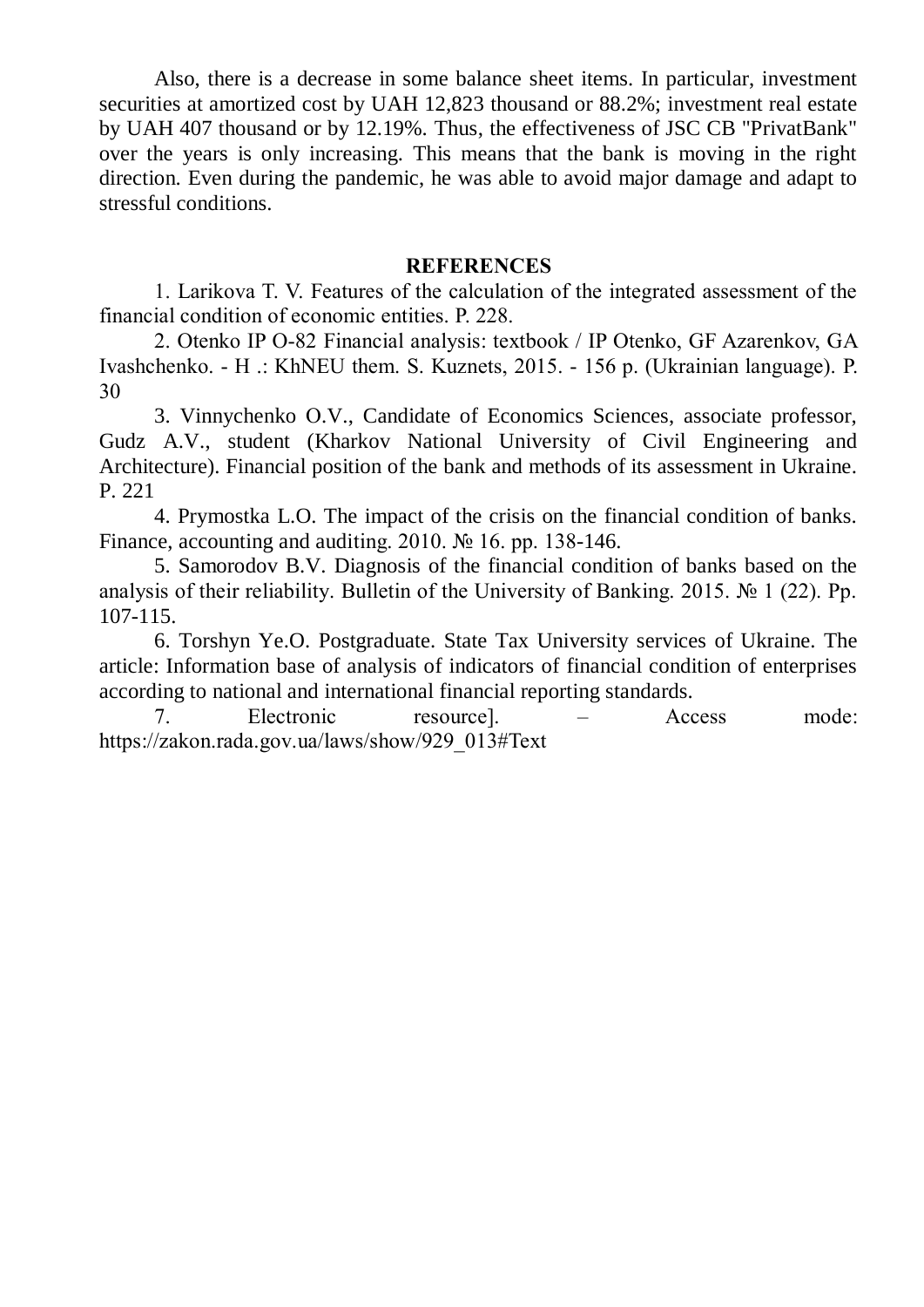Also, there is a decrease in some balance sheet items. In particular, investment securities at amortized cost by UAH 12,823 thousand or 88.2%; investment real estate by UAH 407 thousand or by 12.19%. Thus, the effectiveness of JSC CB "PrivatBank" over the years is only increasing. This means that the bank is moving in the right direction. Even during the pandemic, he was able to avoid major damage and adapt to stressful conditions.

## REFERENCES

1. Larikova T. V. Features of the calculation of the integrated assessment of the financial condition of economic entities. P. 228.

2. Otenko IP O-82 Financial analysis: textbook / IP Otenko, GF Azarenkov, GA Ivashchenko. - H .: KhNEU them. S. Kuznets, 2015. - 156 p. (Ukrainian language). P. 30

3. Vinnychenko O.V., Candidate of Economics Sciences, associate professor, Gudz A.V., student (Kharkov National University of Civil Engineering and Architecture). Financial position of the bank and methods of its assessment in Ukraine. P. 221

4. Prymostka L.O. The impact of the crisis on the financial condition of banks. Finance, accounting and auditing. 2010. № 16. pp. 138-146.

5. Samorodov B.V. Diagnosis of the financial condition of banks based on the analysis of their reliability. Bulletin of the University of Banking. 2015. № 1 (22). Pp. 107-115.

6. Torshyn Ye.O. Postgraduate. State Tax University services of Ukraine. The article: Information base of analysis of indicators of financial condition of enterprises according to national and international financial reporting standards.

7. Electronic resource]. – Access mode: https://zakon.rada.gov.ua/laws/show/929_013#Text